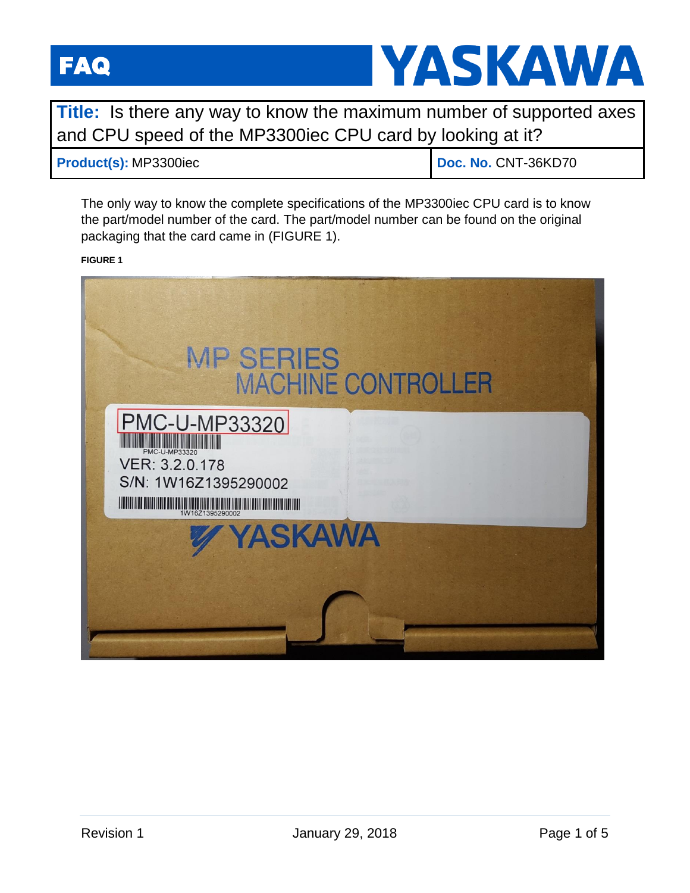# FAQ

**Title:** Is there any way to know the maximum number of supported axes and CPU speed of the MP3300iec CPU card by looking at it?

| **Product(s):** MP3300iec | **Doc. No.** CNT-36KD70 |
| --- | --- |

The only way to know the complete specifications of the MP3300iec CPU card is to know the part/model number of the card. The part/model number can be found on the original packaging that the card came in (FIGURE 1).

**FIGURE 1**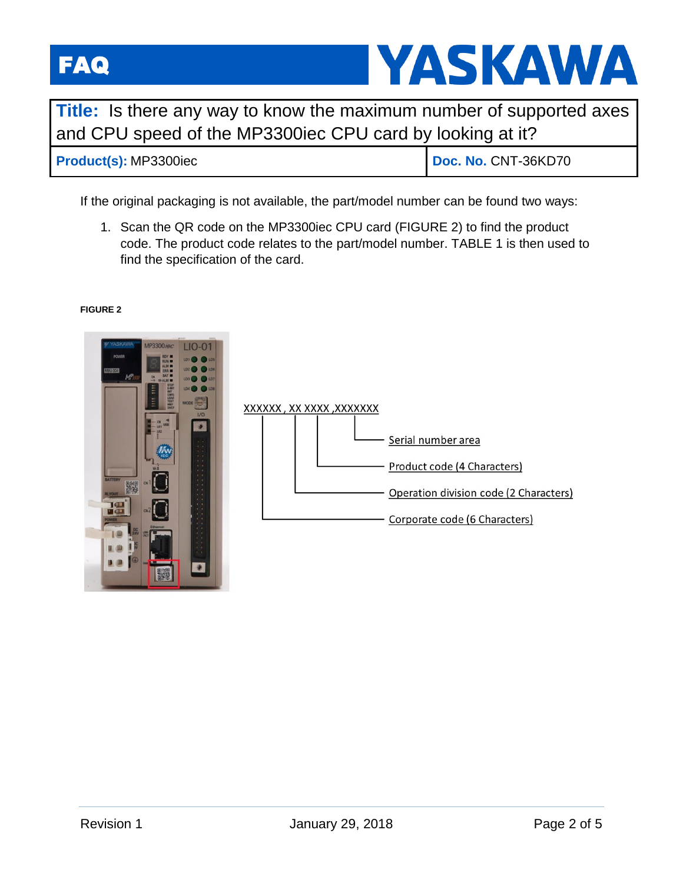# FAQ — YASKAWA

| **Title:** Is there any way to know the maximum number of supported axes and CPU speed of the MP3300iec CPU card by looking at it? | |
|---|---|
| **Product(s):** MP3300iec | **Doc. No.** CNT-36KD70 |

If the original packaging is not available, the part/model number can be found two ways:

1. Scan the QR code on the MP3300iec CPU card (FIGURE 2) to find the product code. The product code relates to the part/model number. TABLE 1 is then used to find the specification of the card.

**FIGURE 2**

XXXXXX , XX XXXX ,XXXXXXX

- Serial number area
- Product code (4 Characters)
- Operation division code (2 Characters)
- Corporate code (6 Characters)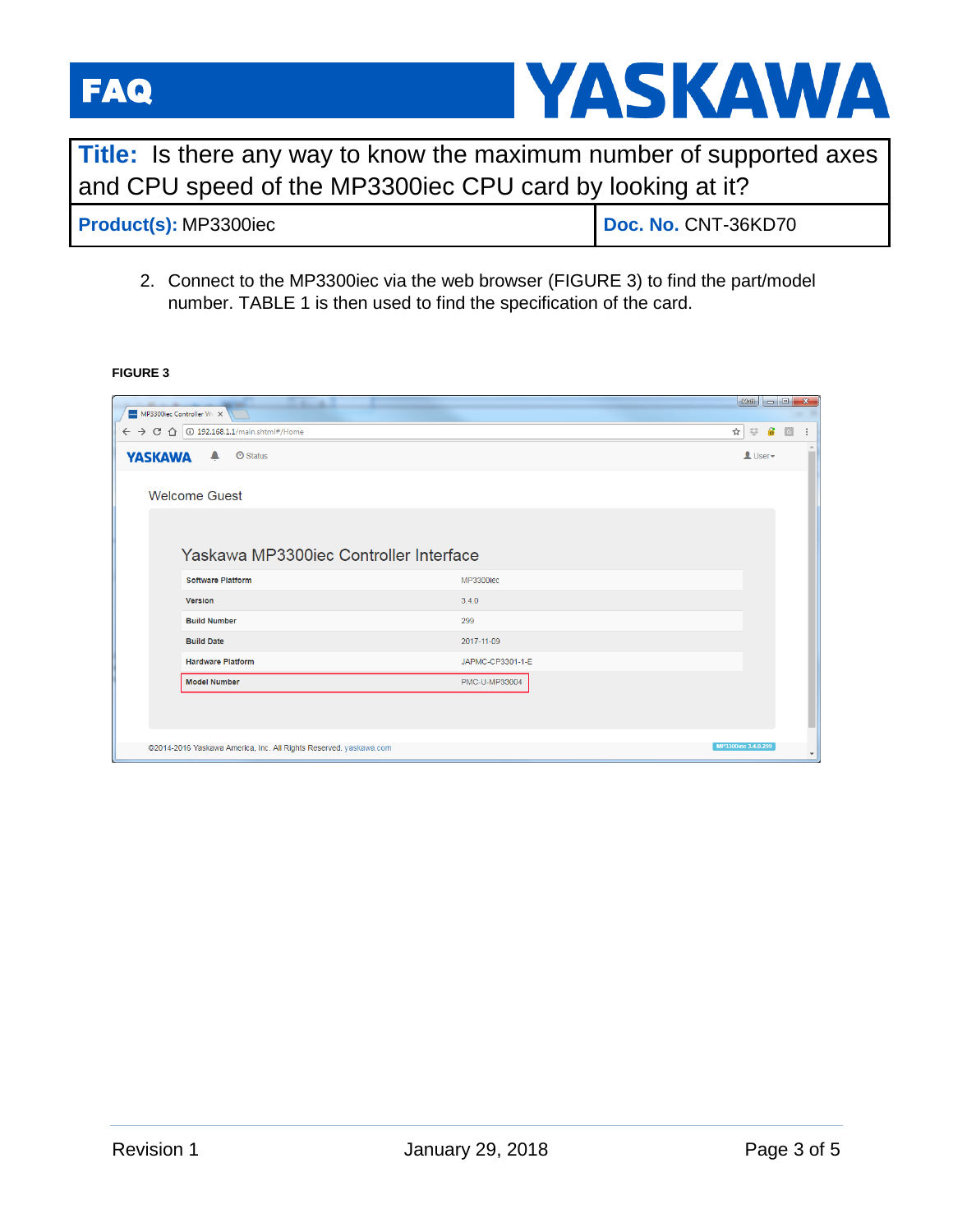2. Connect to the MP3300iec via the web browser (FIGURE 3) to find the part/model number. TABLE 1 is then used to find the specification of the card.

**FIGURE 3**

Welcome Guest

Yaskawa MP3300iec Controller Interface

| | |
|---|---|
| Software Platform | MP3300iec |
| Version | 3.4.0 |
| Build Number | 299 |
| Build Date | 2017-11-09 |
| Hardware Platform | JAPMC-CP3301-1-E |
| Model Number | PMC-U-MP33004 |

©2014-2016 Yaskawa America, Inc. All Rights Reserved. yaskawa.com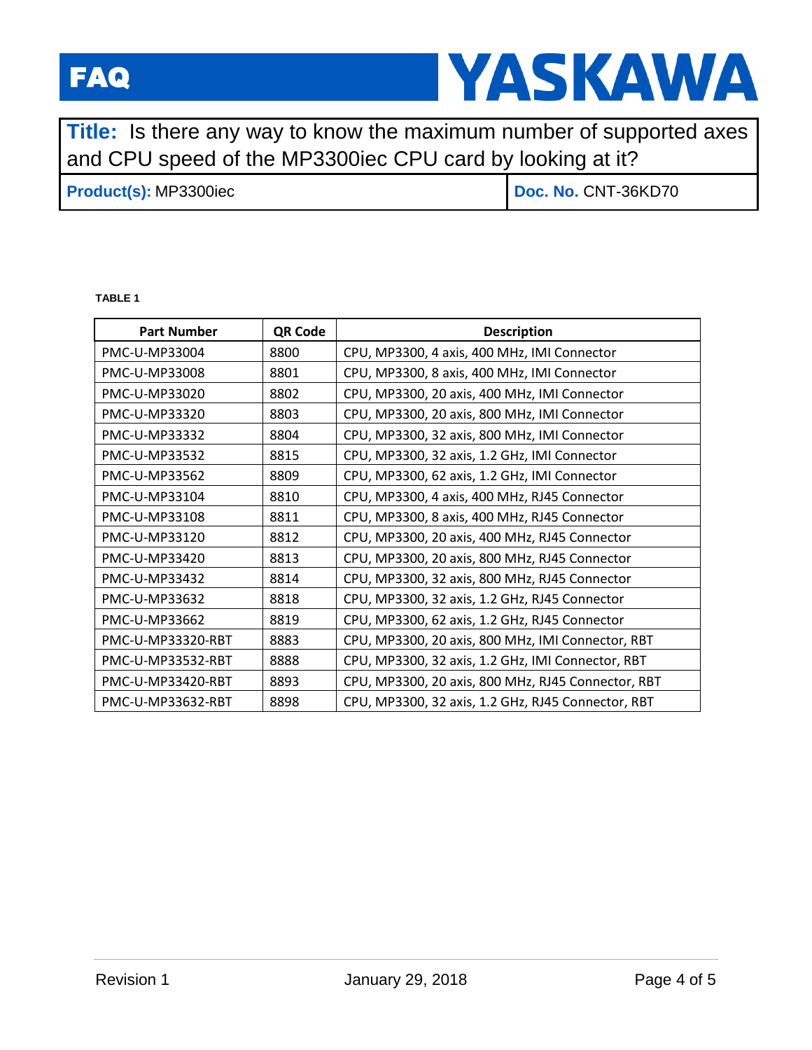**TABLE 1**

| Part Number | QR Code | Description |
|---|---|---|
| PMC-U-MP33004 | 8800 | CPU, MP3300, 4 axis, 400 MHz, IMI Connector |
| PMC-U-MP33008 | 8801 | CPU, MP3300, 8 axis, 400 MHz, IMI Connector |
| PMC-U-MP33020 | 8802 | CPU, MP3300, 20 axis, 400 MHz, IMI Connector |
| PMC-U-MP33320 | 8803 | CPU, MP3300, 20 axis, 800 MHz, IMI Connector |
| PMC-U-MP33332 | 8804 | CPU, MP3300, 32 axis, 800 MHz, IMI Connector |
| PMC-U-MP33532 | 8815 | CPU, MP3300, 32 axis, 1.2 GHz, IMI Connector |
| PMC-U-MP33562 | 8809 | CPU, MP3300, 62 axis, 1.2 GHz, IMI Connector |
| PMC-U-MP33104 | 8810 | CPU, MP3300, 4 axis, 400 MHz, RJ45 Connector |
| PMC-U-MP33108 | 8811 | CPU, MP3300, 8 axis, 400 MHz, RJ45 Connector |
| PMC-U-MP33120 | 8812 | CPU, MP3300, 20 axis, 400 MHz, RJ45 Connector |
| PMC-U-MP33420 | 8813 | CPU, MP3300, 20 axis, 800 MHz, RJ45 Connector |
| PMC-U-MP33432 | 8814 | CPU, MP3300, 32 axis, 800 MHz, RJ45 Connector |
| PMC-U-MP33632 | 8818 | CPU, MP3300, 32 axis, 1.2 GHz, RJ45 Connector |
| PMC-U-MP33662 | 8819 | CPU, MP3300, 62 axis, 1.2 GHz, RJ45 Connector |
| PMC-U-MP33320-RBT | 8883 | CPU, MP3300, 20 axis, 800 MHz, IMI Connector, RBT |
| PMC-U-MP33532-RBT | 8888 | CPU, MP3300, 32 axis, 1.2 GHz, IMI Connector, RBT |
| PMC-U-MP33420-RBT | 8893 | CPU, MP3300, 20 axis, 800 MHz, RJ45 Connector, RBT |
| PMC-U-MP33632-RBT | 8898 | CPU, MP3300, 32 axis, 1.2 GHz, RJ45 Connector, RBT |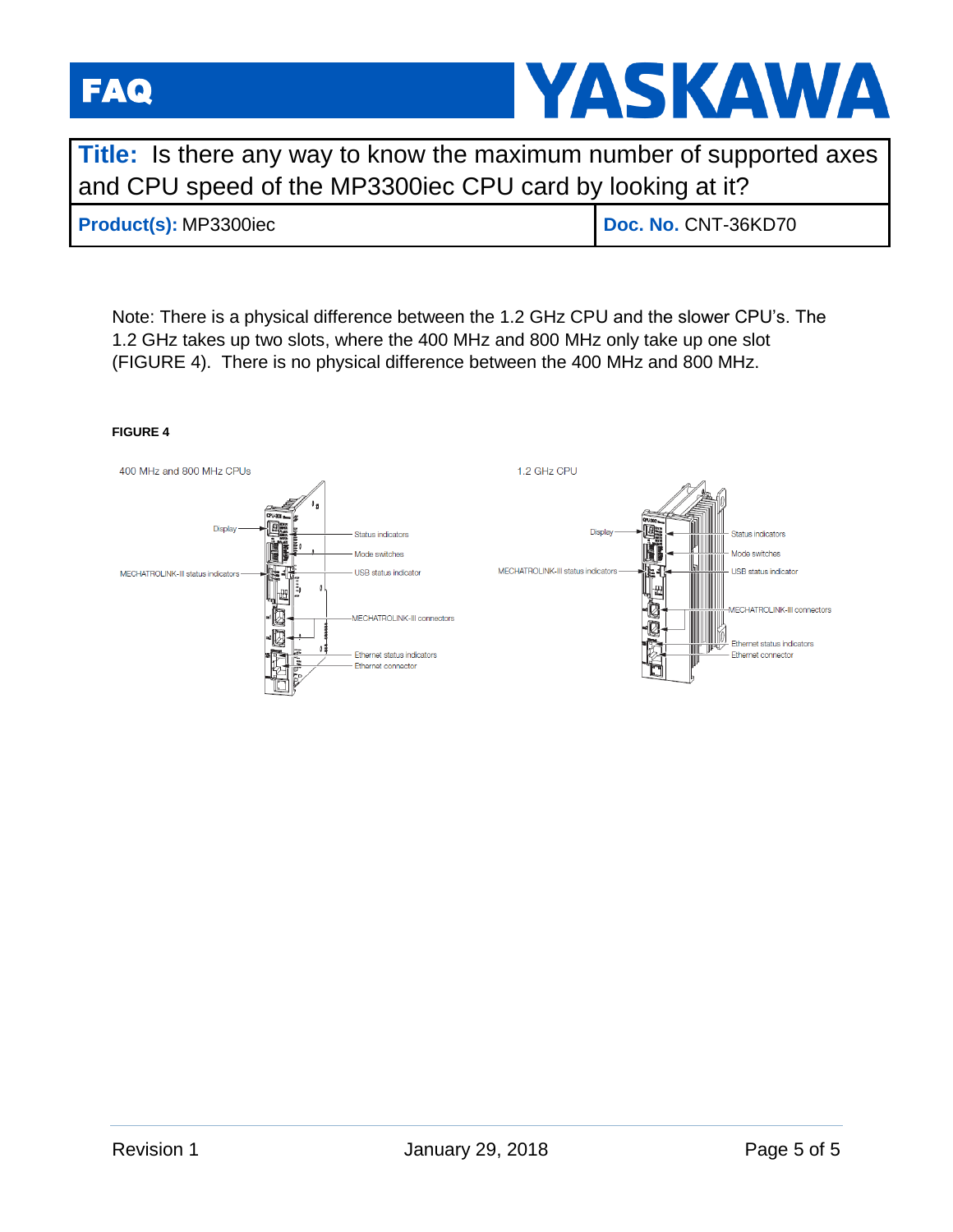Note: There is a physical difference between the 1.2 GHz CPU and the slower CPU's. The 1.2 GHz takes up two slots, where the 400 MHz and 800 MHz only take up one slot (FIGURE 4). There is no physical difference between the 400 MHz and 800 MHz.

**FIGURE 4**

400 MHz and 800 MHz CPUs

Display
Status indicators
Mode switches
MECHATROLINK-III status indicators
USB status indicator
MECHATROLINK-III connectors
Ethernet status indicators
Ethernet connector

1.2 GHz CPU

Display
Status indicators
Mode switches
MECHATROLINK-III status indicators
USB status indicator
MECHATROLINK-III connectors
Ethernet status indicators
Ethernet connector